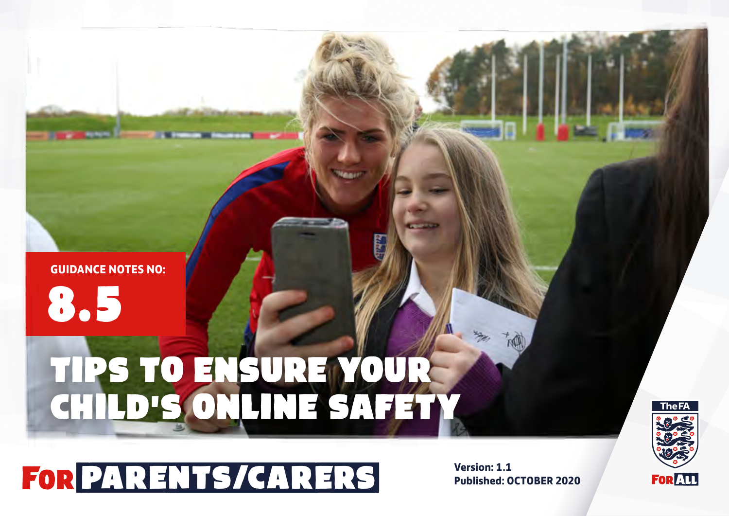GUIDANCE NOTES NO:

8.5

# TIPS TO ENSURE YOUR CHILD'S ONLINE SAFETY

## FOR PARENTS/CARERS

**Version: 1.1**
**Published: OCTOBER 2020**

The FA

FOR ALL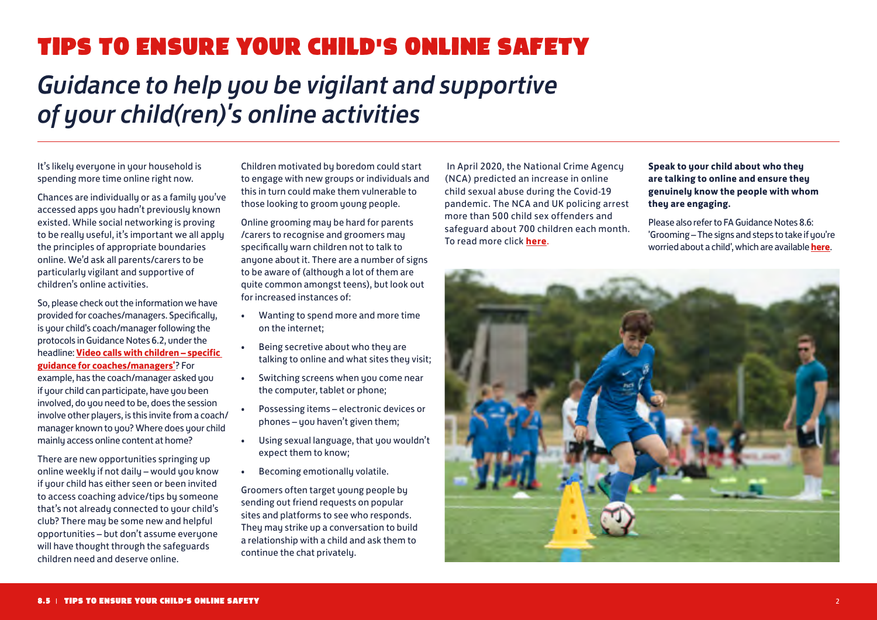# TIPS TO ENSURE YOUR CHILD'S ONLINE SAFETY

## *Guidance to help you be vigilant and supportive of your child(ren)'s online activities*

It's likely everyone in your household is spending more time online right now.

Chances are individually or as a family you've accessed apps you hadn't previously known existed. While social networking is proving to be really useful, it's important we all apply the principles of appropriate boundaries online. We'd ask all parents/carers to be particularly vigilant and supportive of children's online activities.

So, please check out the information we have provided for coaches/managers. Specifically, is your child's coach/manager following the protocols in Guidance Notes 6.2, under the headline: **Video calls with children – specific guidance for coaches/managers'**? For example, has the coach/manager asked you if your child can participate, have you been involved, do you need to be, does the session involve other players, is this invite from a coach/manager known to you? Where does your child mainly access online content at home?

There are new opportunities springing up online weekly if not daily – would you know if your child has either seen or been invited to access coaching advice/tips by someone that's not already connected to your child's club? There may be some new and helpful opportunities – but don't assume everyone will have thought through the safeguards children need and deserve online.

Children motivated by boredom could start to engage with new groups or individuals and this in turn could make them vulnerable to those looking to groom young people.

Online grooming may be hard for parents /carers to recognise and groomers may specifically warn children not to talk to anyone about it. There are a number of signs to be aware of (although a lot of them are quite common amongst teens), but look out for increased instances of:

- Wanting to spend more and more time on the internet;
- Being secretive about who they are talking to online and what sites they visit;
- Switching screens when you come near the computer, tablet or phone;
- Possessing items – electronic devices or phones – you haven't given them;
- Using sexual language, that you wouldn't expect them to know;
- Becoming emotionally volatile.

Groomers often target young people by sending out friend requests on popular sites and platforms to see who responds. They may strike up a conversation to build a relationship with a child and ask them to continue the chat privately.

In April 2020, the National Crime Agency (NCA) predicted an increase in online child sexual abuse during the Covid-19 pandemic. The NCA and UK policing arrest more than 500 child sex offenders and safeguard about 700 children each month. To read more click **here**.

**Speak to your child about who they are talking to online and ensure they genuinely know the people with whom they are engaging.**

Please also refer to FA Guidance Notes 8.6: 'Grooming – The signs and steps to take if you're worried about a child', which are available **here**.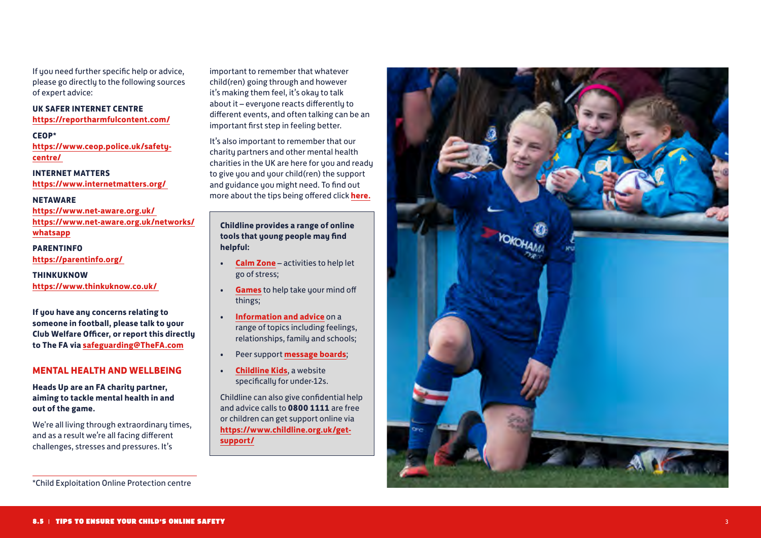If you need further specific help or advice, please go directly to the following sources of expert advice:

**UK SAFER INTERNET CENTRE**
https://reportharmfulcontent.com/

**CEOP***
https://www.ceop.police.uk/safety-centre/

**INTERNET MATTERS**
https://www.internetmatters.org/

**NETAWARE**
https://www.net-aware.org.uk/
https://www.net-aware.org.uk/networks/whatsapp

**PARENTINFO**
https://parentinfo.org/

**THINKUKNOW**
https://www.thinkuknow.co.uk/

**If you have any concerns relating to someone in football, please talk to your Club Welfare Officer, or report this directly to The FA via safeguarding@TheFA.com**

## MENTAL HEALTH AND WELLBEING

**Heads Up are an FA charity partner, aiming to tackle mental health in and out of the game.**

We're all living through extraordinary times, and as a result we're all facing different challenges, stresses and pressures. It's important to remember that whatever child(ren) going through and however it's making them feel, it's okay to talk about it – everyone reacts differently to different events, and often talking can be an important first step in feeling better.

It's also important to remember that our charity partners and other mental health charities in the UK are here for you and ready to give you and your child(ren) the support and guidance you might need. To find out more about the tips being offered click **here.**

**Childline provides a range of online tools that young people may find helpful:**

- **Calm Zone** – activities to help let go of stress;
- **Games** to help take your mind off things;
- **Information and advice** on a range of topics including feelings, relationships, family and schools;
- Peer support **message boards**;
- **Childline Kids**, a website specifically for under-12s.

Childline can also give confidential help and advice calls to **0800 1111** are free or children can get support online via **https://www.childline.org.uk/get-support/**

*Child Exploitation Online Protection centre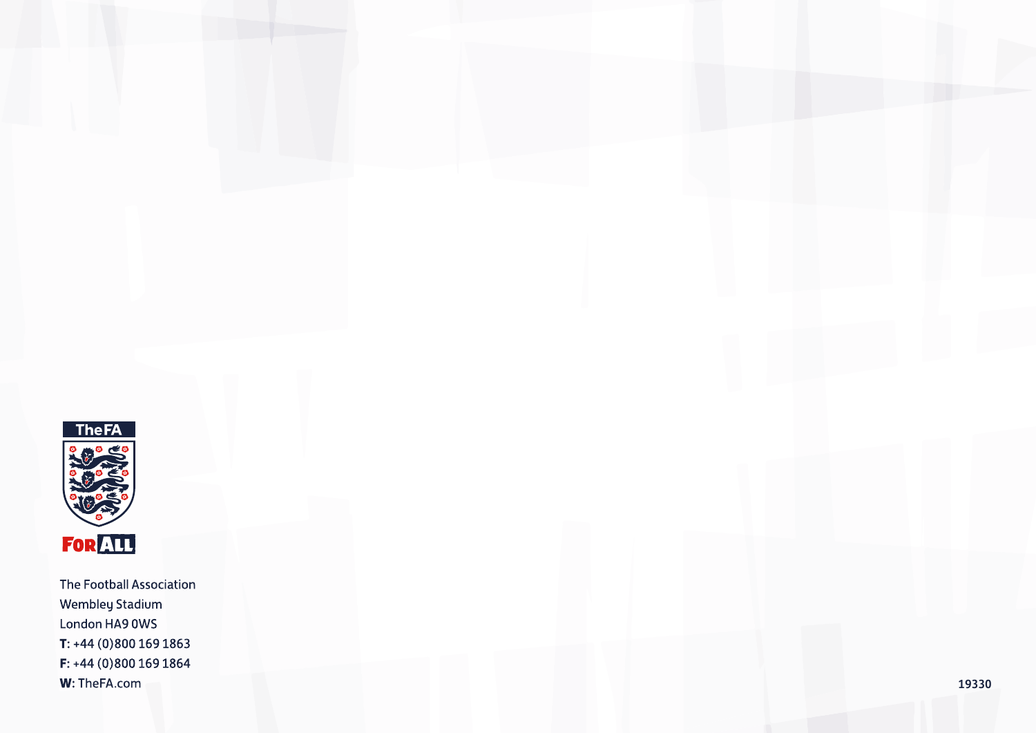The Football Association
Wembley Stadium
London HA9 0WS
**T**: +44 (0)800 169 1863
**F**: +44 (0)800 169 1864
**W**: TheFA.com

19330